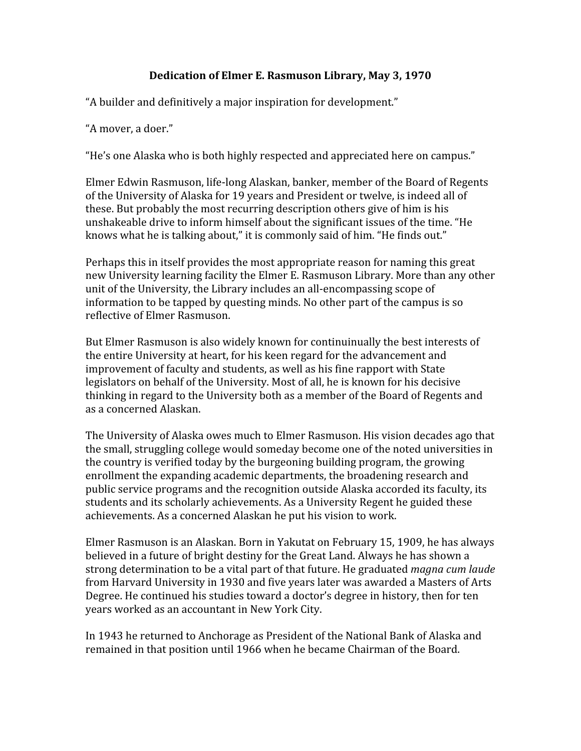**Dedication of Elmer E. Rasmuson Library, May 3, 1970**

"A builder and definitively a major inspiration for development."

"A mover, a doer."

"He's one Alaska who is both highly respected and appreciated here on campus."

Elmer Edwin Rasmuson, life-long Alaskan, banker, member of the Board of Regents of the University of Alaska for 19 years and President or twelve, is indeed all of these. But probably the most recurring description others give of him is his unshakeable drive to inform himself about the significant issues of the time. "He knows what he is talking about," it is commonly said of him. "He finds out."

Perhaps this in itself provides the most appropriate reason for naming this great new University learning facility the Elmer E. Rasmuson Library. More than any other unit of the University, the Library includes an all-encompassing scope of information to be tapped by questing minds. No other part of the campus is so reflective of Elmer Rasmuson.

But Elmer Rasmuson is also widely known for continuinually the best interests of the entire University at heart, for his keen regard for the advancement and improvement of faculty and students, as well as his fine rapport with State legislators on behalf of the University. Most of all, he is known for his decisive thinking in regard to the University both as a member of the Board of Regents and as a concerned Alaskan.

The University of Alaska owes much to Elmer Rasmuson. His vision decades ago that the small, struggling college would someday become one of the noted universities in the country is verified today by the burgeoning building program, the growing enrollment the expanding academic departments, the broadening research and public service programs and the recognition outside Alaska accorded its faculty, its students and its scholarly achievements. As a University Regent he guided these achievements. As a concerned Alaskan he put his vision to work.

Elmer Rasmuson is an Alaskan. Born in Yakutat on February 15, 1909, he has always believed in a future of bright destiny for the Great Land. Always he has shown a strong determination to be a vital part of that future. He graduated *magna cum laude* from Harvard University in 1930 and five years later was awarded a Masters of Arts Degree. He continued his studies toward a doctor's degree in history, then for ten years worked as an accountant in New York City.

In 1943 he returned to Anchorage as President of the National Bank of Alaska and remained in that position until 1966 when he became Chairman of the Board.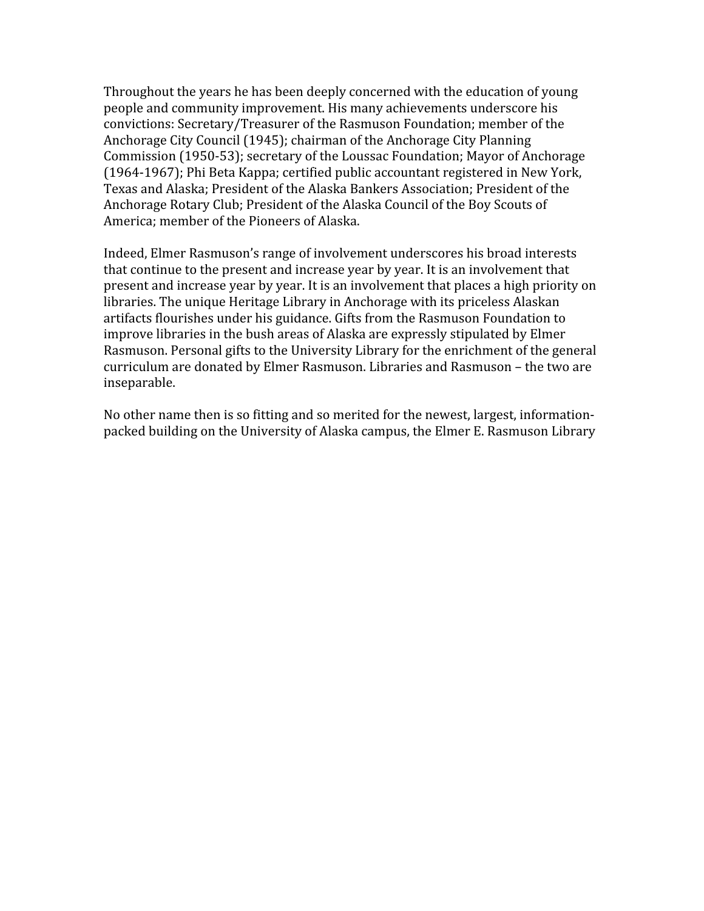Throughout the years he has been deeply concerned with the education of young people and community improvement. His many achievements underscore his convictions: Secretary/Treasurer of the Rasmuson Foundation; member of the Anchorage City Council (1945); chairman of the Anchorage City Planning Commission (1950-53); secretary of the Loussac Foundation; Mayor of Anchorage (1964-1967); Phi Beta Kappa; certified public accountant registered in New York, Texas and Alaska; President of the Alaska Bankers Association; President of the Anchorage Rotary Club; President of the Alaska Council of the Boy Scouts of America; member of the Pioneers of Alaska.

Indeed, Elmer Rasmuson's range of involvement underscores his broad interests that continue to the present and increase year by year. It is an involvement that present and increase year by year. It is an involvement that places a high priority on libraries. The unique Heritage Library in Anchorage with its priceless Alaskan artifacts flourishes under his guidance. Gifts from the Rasmuson Foundation to improve libraries in the bush areas of Alaska are expressly stipulated by Elmer Rasmuson. Personal gifts to the University Library for the enrichment of the general curriculum are donated by Elmer Rasmuson. Libraries and Rasmuson – the two are inseparable.

No other name then is so fitting and so merited for the newest, largest, information-packed building on the University of Alaska campus, the Elmer E. Rasmuson Library